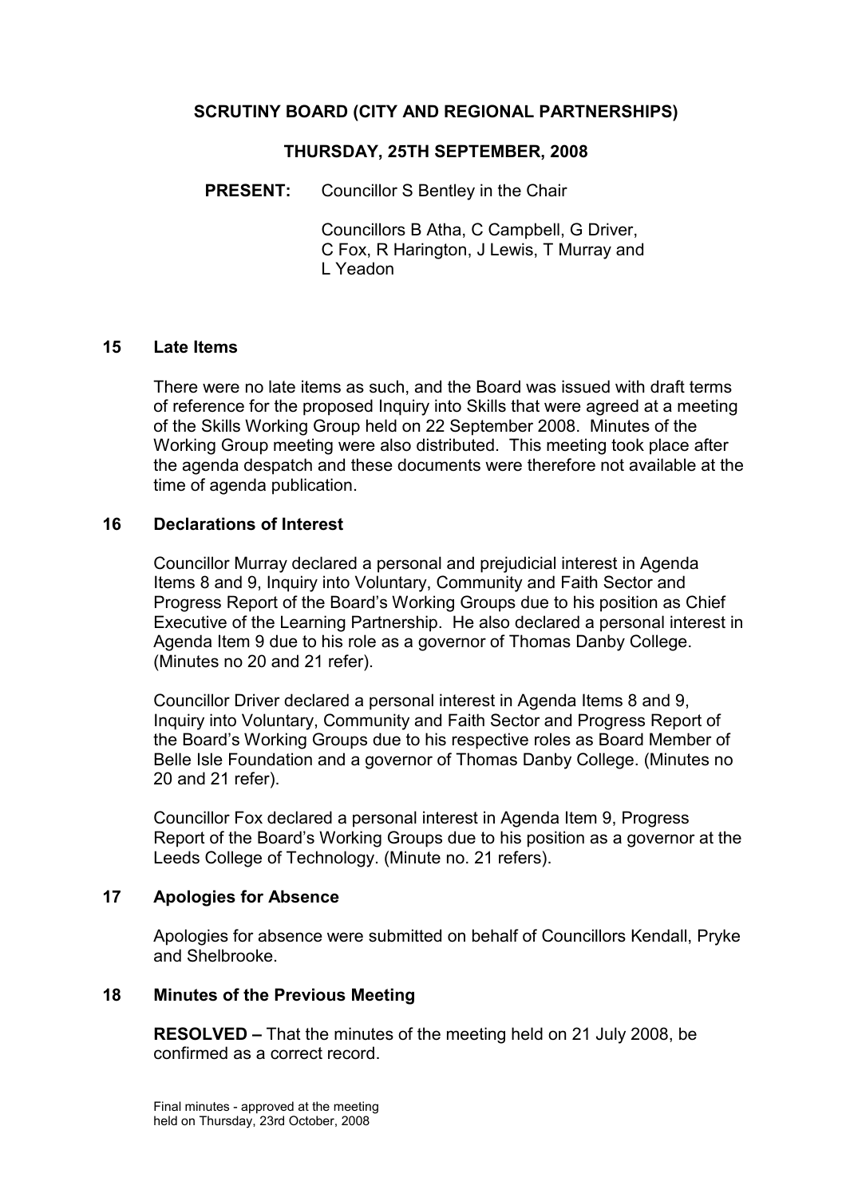# SCRUTINY BOARD (CITY AND REGIONAL PARTNERSHIPS)

## THURSDAY, 25TH SEPTEMBER, 2008

**PRESENT:** Councillor S Bentley in the Chair

Councillors B Atha, C Campbell, G Driver, C Fox, R Harington, J Lewis, T Murray and L Yeadon

### 15 Late Items

There were no late items as such, and the Board was issued with draft terms of reference for the proposed Inquiry into Skills that were agreed at a meeting of the Skills Working Group held on 22 September 2008. Minutes of the Working Group meeting were also distributed. This meeting took place after the agenda despatch and these documents were therefore not available at the time of agenda publication.

### 16 Declarations of Interest

Councillor Murray declared a personal and prejudicial interest in Agenda Items 8 and 9, Inquiry into Voluntary, Community and Faith Sector and Progress Report of the Board's Working Groups due to his position as Chief Executive of the Learning Partnership. He also declared a personal interest in Agenda Item 9 due to his role as a governor of Thomas Danby College. (Minutes no 20 and 21 refer).

Councillor Driver declared a personal interest in Agenda Items 8 and 9, Inquiry into Voluntary, Community and Faith Sector and Progress Report of the Board's Working Groups due to his respective roles as Board Member of Belle Isle Foundation and a governor of Thomas Danby College. (Minutes no 20 and 21 refer).

Councillor Fox declared a personal interest in Agenda Item 9, Progress Report of the Board's Working Groups due to his position as a governor at the Leeds College of Technology. (Minute no. 21 refers).

### 17 Apologies for Absence

Apologies for absence were submitted on behalf of Councillors Kendall, Pryke and Shelbrooke.

### 18 Minutes of the Previous Meeting

**RESOLVED –** That the minutes of the meeting held on 21 July 2008, be confirmed as a correct record.

Final minutes - approved at the meeting held on Thursday, 23rd October, 2008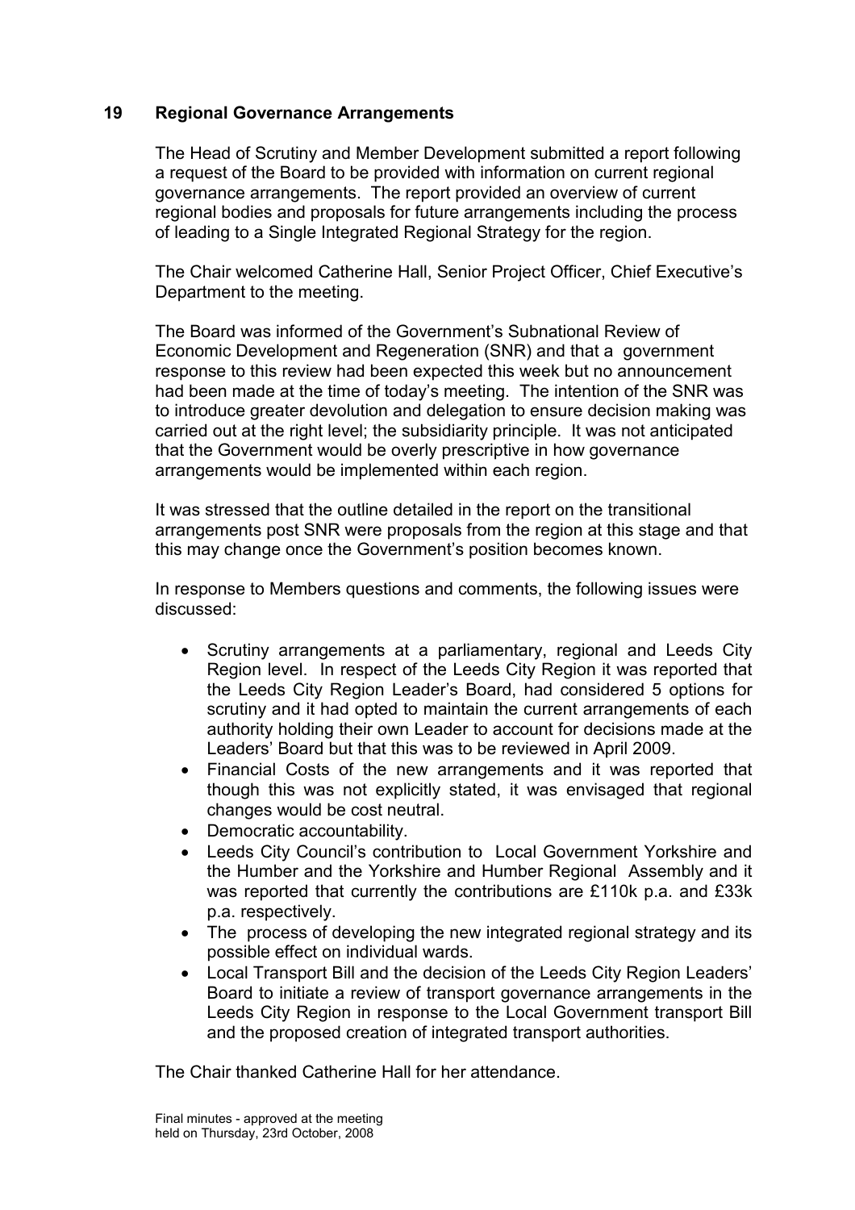## 19 Regional Governance Arrangements

The Head of Scrutiny and Member Development submitted a report following a request of the Board to be provided with information on current regional governance arrangements. The report provided an overview of current regional bodies and proposals for future arrangements including the process of leading to a Single Integrated Regional Strategy for the region.

The Chair welcomed Catherine Hall, Senior Project Officer, Chief Executive's Department to the meeting.

The Board was informed of the Government's Subnational Review of Economic Development and Regeneration (SNR) and that a government response to this review had been expected this week but no announcement had been made at the time of today's meeting. The intention of the SNR was to introduce greater devolution and delegation to ensure decision making was carried out at the right level; the subsidiarity principle. It was not anticipated that the Government would be overly prescriptive in how governance arrangements would be implemented within each region.

It was stressed that the outline detailed in the report on the transitional arrangements post SNR were proposals from the region at this stage and that this may change once the Government's position becomes known.

In response to Members questions and comments, the following issues were discussed:

- Scrutiny arrangements at a parliamentary, regional and Leeds City Region level. In respect of the Leeds City Region it was reported that the Leeds City Region Leader's Board, had considered 5 options for scrutiny and it had opted to maintain the current arrangements of each authority holding their own Leader to account for decisions made at the Leaders' Board but that this was to be reviewed in April 2009.
- Financial Costs of the new arrangements and it was reported that though this was not explicitly stated, it was envisaged that regional changes would be cost neutral.
- Democratic accountability.
- Leeds City Council's contribution to Local Government Yorkshire and the Humber and the Yorkshire and Humber Regional Assembly and it was reported that currently the contributions are £110k p.a. and £33k p.a. respectively.
- The process of developing the new integrated regional strategy and its possible effect on individual wards.
- Local Transport Bill and the decision of the Leeds City Region Leaders' Board to initiate a review of transport governance arrangements in the Leeds City Region in response to the Local Government transport Bill and the proposed creation of integrated transport authorities.

The Chair thanked Catherine Hall for her attendance.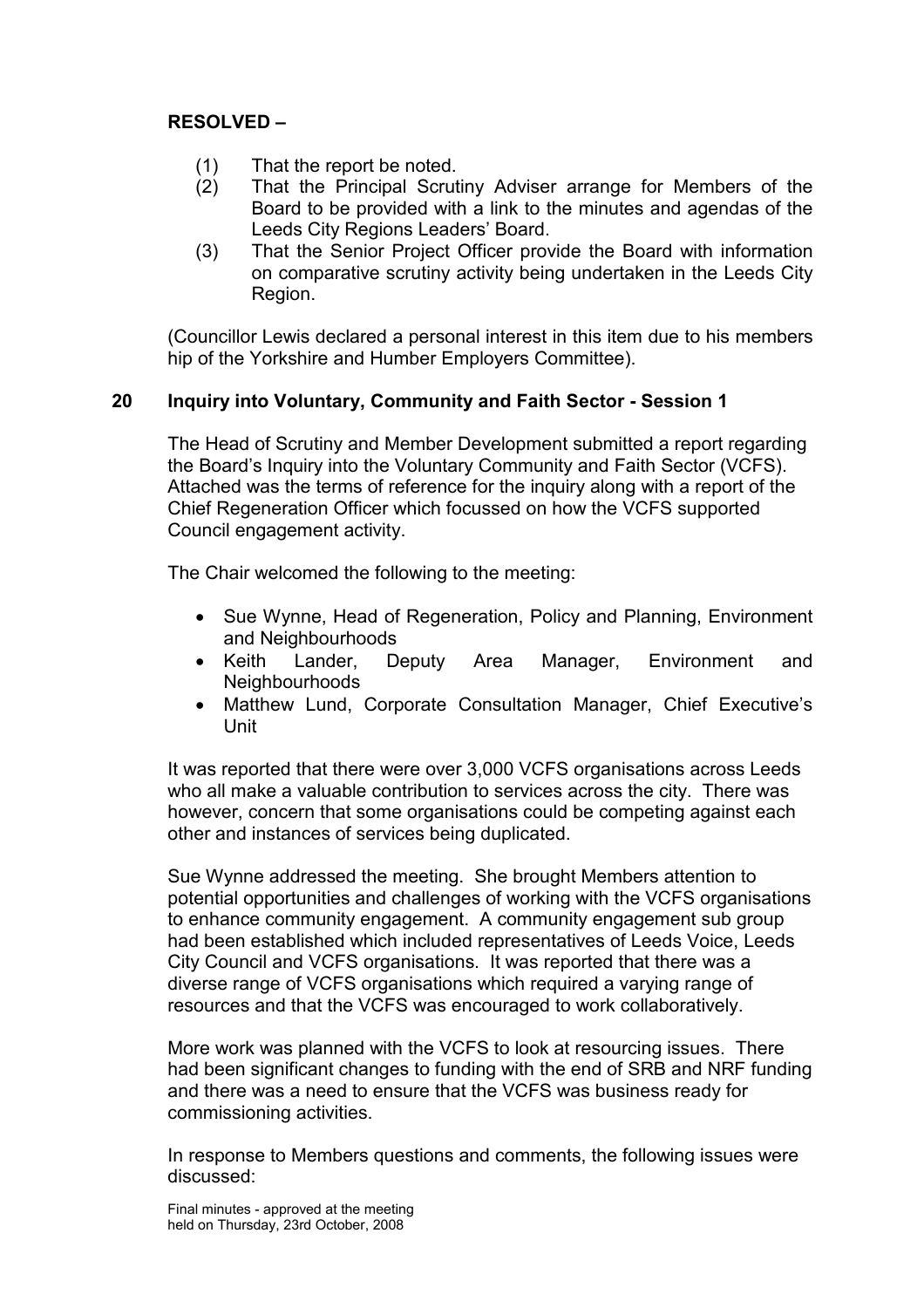**RESOLVED –**

(1) That the report be noted.
(2) That the Principal Scrutiny Adviser arrange for Members of the Board to be provided with a link to the minutes and agendas of the Leeds City Regions Leaders' Board.
(3) That the Senior Project Officer provide the Board with information on comparative scrutiny activity being undertaken in the Leeds City Region.

(Councillor Lewis declared a personal interest in this item due to his members hip of the Yorkshire and Humber Employers Committee).

## 20 Inquiry into Voluntary, Community and Faith Sector - Session 1

The Head of Scrutiny and Member Development submitted a report regarding the Board's Inquiry into the Voluntary Community and Faith Sector (VCFS). Attached was the terms of reference for the inquiry along with a report of the Chief Regeneration Officer which focussed on how the VCFS supported Council engagement activity.

The Chair welcomed the following to the meeting:

- Sue Wynne, Head of Regeneration, Policy and Planning, Environment and Neighbourhoods
- Keith Lander, Deputy Area Manager, Environment and Neighbourhoods
- Matthew Lund, Corporate Consultation Manager, Chief Executive's Unit

It was reported that there were over 3,000 VCFS organisations across Leeds who all make a valuable contribution to services across the city. There was however, concern that some organisations could be competing against each other and instances of services being duplicated.

Sue Wynne addressed the meeting. She brought Members attention to potential opportunities and challenges of working with the VCFS organisations to enhance community engagement. A community engagement sub group had been established which included representatives of Leeds Voice, Leeds City Council and VCFS organisations. It was reported that there was a diverse range of VCFS organisations which required a varying range of resources and that the VCFS was encouraged to work collaboratively.

More work was planned with the VCFS to look at resourcing issues. There had been significant changes to funding with the end of SRB and NRF funding and there was a need to ensure that the VCFS was business ready for commissioning activities.

In response to Members questions and comments, the following issues were discussed:

Final minutes - approved at the meeting held on Thursday, 23rd October, 2008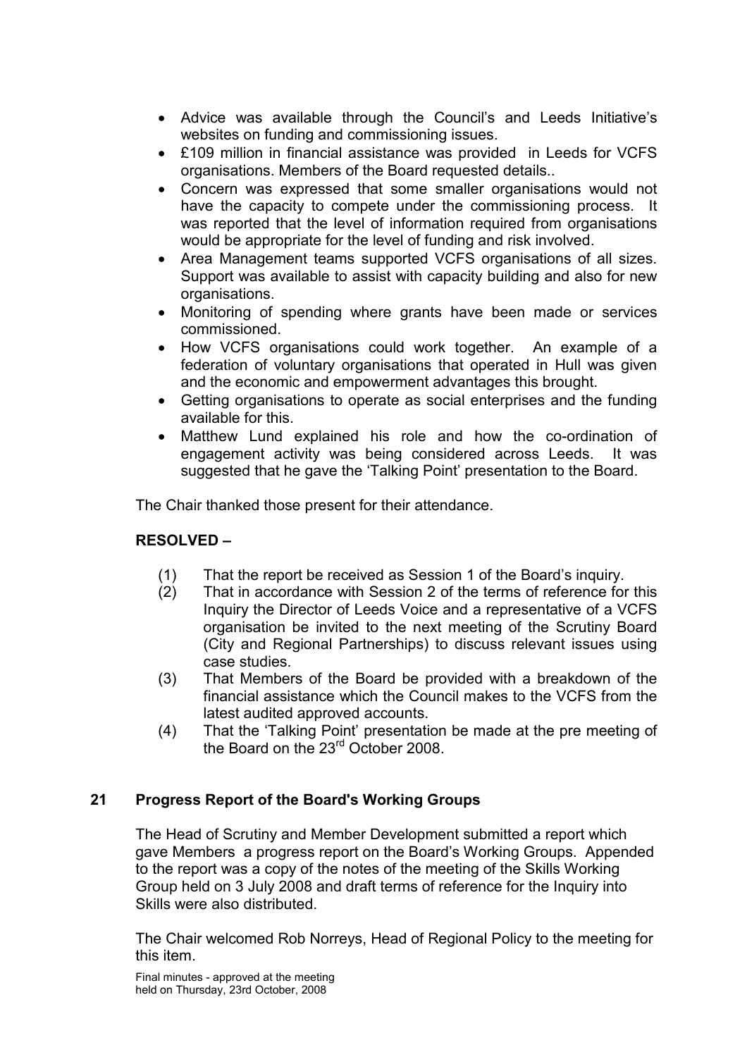- Advice was available through the Council's and Leeds Initiative's websites on funding and commissioning issues.
- £109 million in financial assistance was provided in Leeds for VCFS organisations. Members of the Board requested details..
- Concern was expressed that some smaller organisations would not have the capacity to compete under the commissioning process. It was reported that the level of information required from organisations would be appropriate for the level of funding and risk involved.
- Area Management teams supported VCFS organisations of all sizes. Support was available to assist with capacity building and also for new organisations.
- Monitoring of spending where grants have been made or services commissioned.
- How VCFS organisations could work together. An example of a federation of voluntary organisations that operated in Hull was given and the economic and empowerment advantages this brought.
- Getting organisations to operate as social enterprises and the funding available for this.
- Matthew Lund explained his role and how the co-ordination of engagement activity was being considered across Leeds. It was suggested that he gave the 'Talking Point' presentation to the Board.

The Chair thanked those present for their attendance.

**RESOLVED –**

(1) That the report be received as Session 1 of the Board's inquiry.

(2) That in accordance with Session 2 of the terms of reference for this Inquiry the Director of Leeds Voice and a representative of a VCFS organisation be invited to the next meeting of the Scrutiny Board (City and Regional Partnerships) to discuss relevant issues using case studies.

(3) That Members of the Board be provided with a breakdown of the financial assistance which the Council makes to the VCFS from the latest audited approved accounts.

(4) That the 'Talking Point' presentation be made at the pre meeting of the Board on the 23rd October 2008.

## 21 Progress Report of the Board's Working Groups

The Head of Scrutiny and Member Development submitted a report which gave Members a progress report on the Board's Working Groups. Appended to the report was a copy of the notes of the meeting of the Skills Working Group held on 3 July 2008 and draft terms of reference for the Inquiry into Skills were also distributed.

The Chair welcomed Rob Norreys, Head of Regional Policy to the meeting for this item.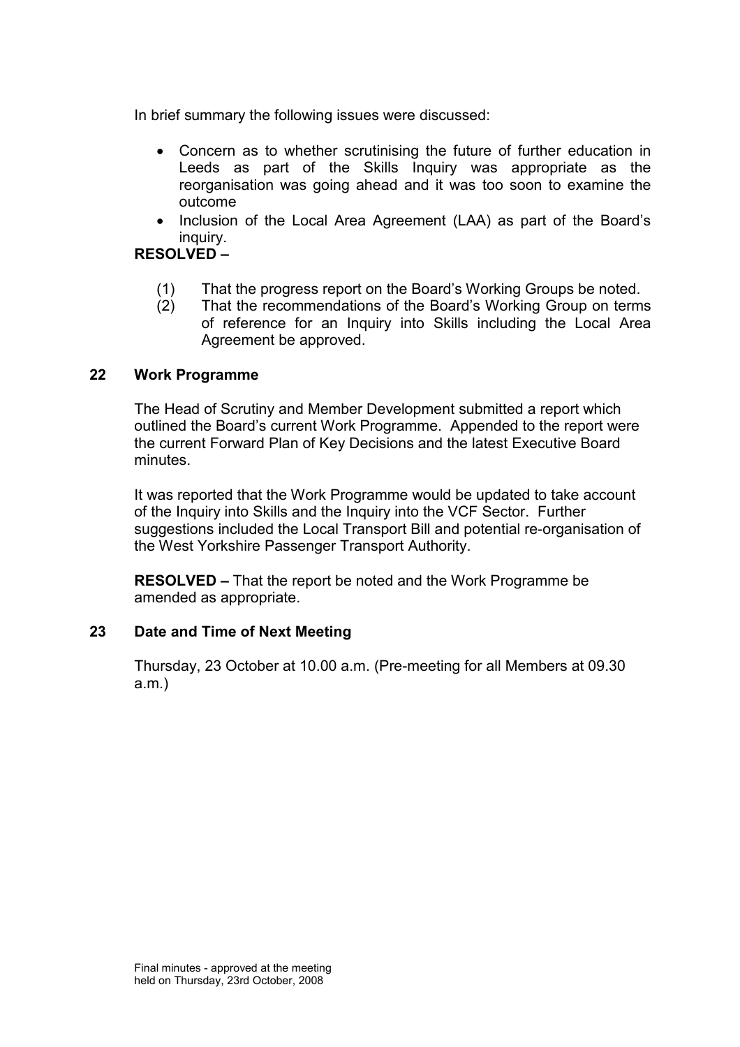In brief summary the following issues were discussed:

- Concern as to whether scrutinising the future of further education in Leeds as part of the Skills Inquiry was appropriate as the reorganisation was going ahead and it was too soon to examine the outcome
- Inclusion of the Local Area Agreement (LAA) as part of the Board's inquiry.

**RESOLVED –**

(1) That the progress report on the Board's Working Groups be noted.
(2) That the recommendations of the Board's Working Group on terms of reference for an Inquiry into Skills including the Local Area Agreement be approved.

## 22 Work Programme

The Head of Scrutiny and Member Development submitted a report which outlined the Board's current Work Programme. Appended to the report were the current Forward Plan of Key Decisions and the latest Executive Board minutes.

It was reported that the Work Programme would be updated to take account of the Inquiry into Skills and the Inquiry into the VCF Sector. Further suggestions included the Local Transport Bill and potential re-organisation of the West Yorkshire Passenger Transport Authority.

**RESOLVED –** That the report be noted and the Work Programme be amended as appropriate.

## 23 Date and Time of Next Meeting

Thursday, 23 October at 10.00 a.m. (Pre-meeting for all Members at 09.30 a.m.)

Final minutes - approved at the meeting held on Thursday, 23rd October, 2008